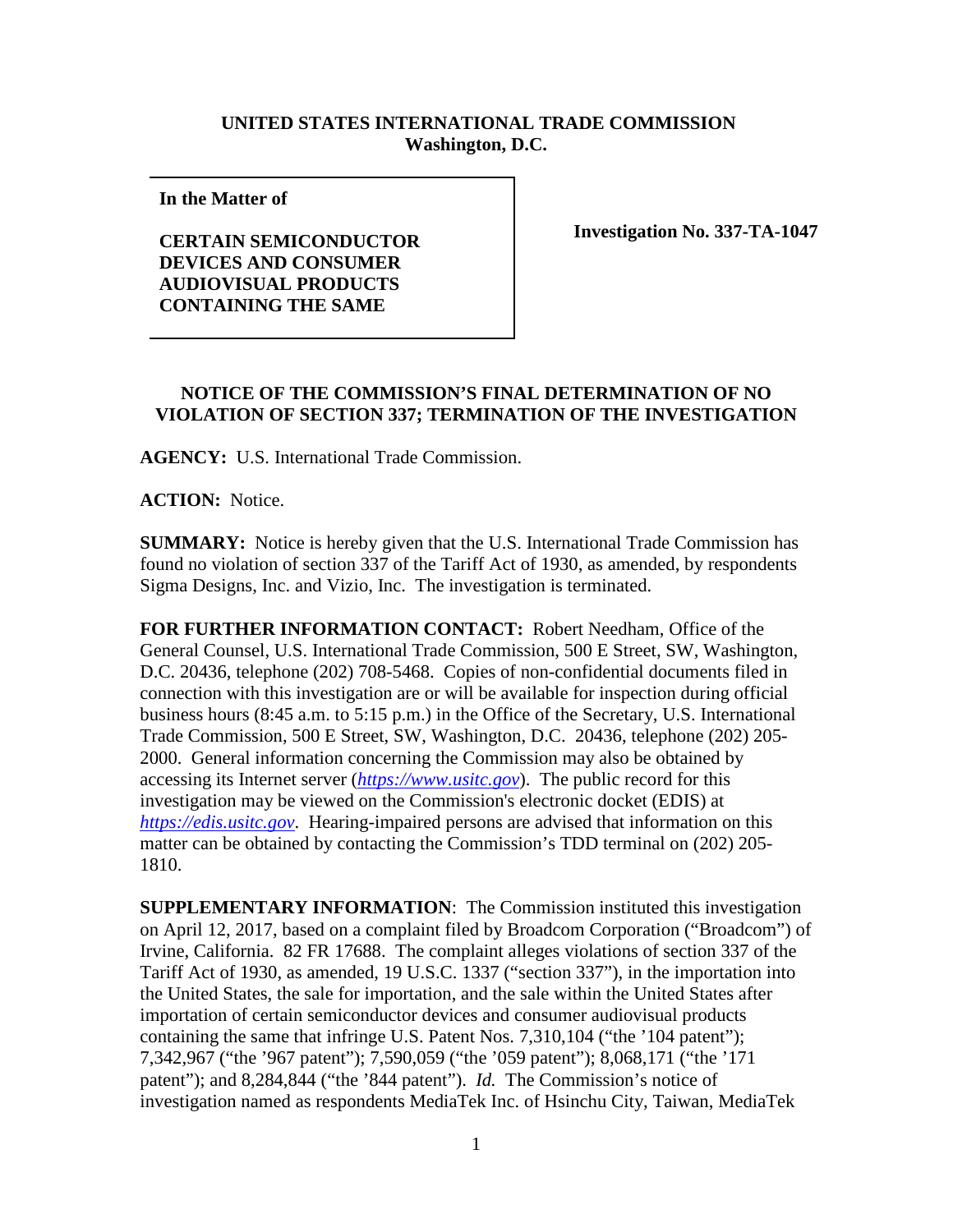**UNITED STATES INTERNATIONAL TRADE COMMISSION**
**Washington, D.C.**

| **In the Matter of**<br><br>**CERTAIN SEMICONDUCTOR DEVICES AND CONSUMER AUDIOVISUAL PRODUCTS CONTAINING THE SAME** | **Investigation No. 337-TA-1047** |
|---|---|

**NOTICE OF THE COMMISSION'S FINAL DETERMINATION OF NO VIOLATION OF SECTION 337; TERMINATION OF THE INVESTIGATION**

**AGENCY:** U.S. International Trade Commission.

**ACTION:** Notice.

**SUMMARY:** Notice is hereby given that the U.S. International Trade Commission has found no violation of section 337 of the Tariff Act of 1930, as amended, by respondents Sigma Designs, Inc. and Vizio, Inc. The investigation is terminated.

**FOR FURTHER INFORMATION CONTACT:** Robert Needham, Office of the General Counsel, U.S. International Trade Commission, 500 E Street, SW, Washington, D.C. 20436, telephone (202) 708-5468. Copies of non-confidential documents filed in connection with this investigation are or will be available for inspection during official business hours (8:45 a.m. to 5:15 p.m.) in the Office of the Secretary, U.S. International Trade Commission, 500 E Street, SW, Washington, D.C. 20436, telephone (202) 205-2000. General information concerning the Commission may also be obtained by accessing its Internet server (*https://www.usitc.gov*). The public record for this investigation may be viewed on the Commission's electronic docket (EDIS) at *https://edis.usitc.gov*. Hearing-impaired persons are advised that information on this matter can be obtained by contacting the Commission's TDD terminal on (202) 205-1810.

**SUPPLEMENTARY INFORMATION**: The Commission instituted this investigation on April 12, 2017, based on a complaint filed by Broadcom Corporation ("Broadcom") of Irvine, California. 82 FR 17688. The complaint alleges violations of section 337 of the Tariff Act of 1930, as amended, 19 U.S.C. 1337 ("section 337"), in the importation into the United States, the sale for importation, and the sale within the United States after importation of certain semiconductor devices and consumer audiovisual products containing the same that infringe U.S. Patent Nos. 7,310,104 ("the '104 patent"); 7,342,967 ("the '967 patent"); 7,590,059 ("the '059 patent"); 8,068,171 ("the '171 patent"); and 8,284,844 ("the '844 patent"). *Id.* The Commission's notice of investigation named as respondents MediaTek Inc. of Hsinchu City, Taiwan, MediaTek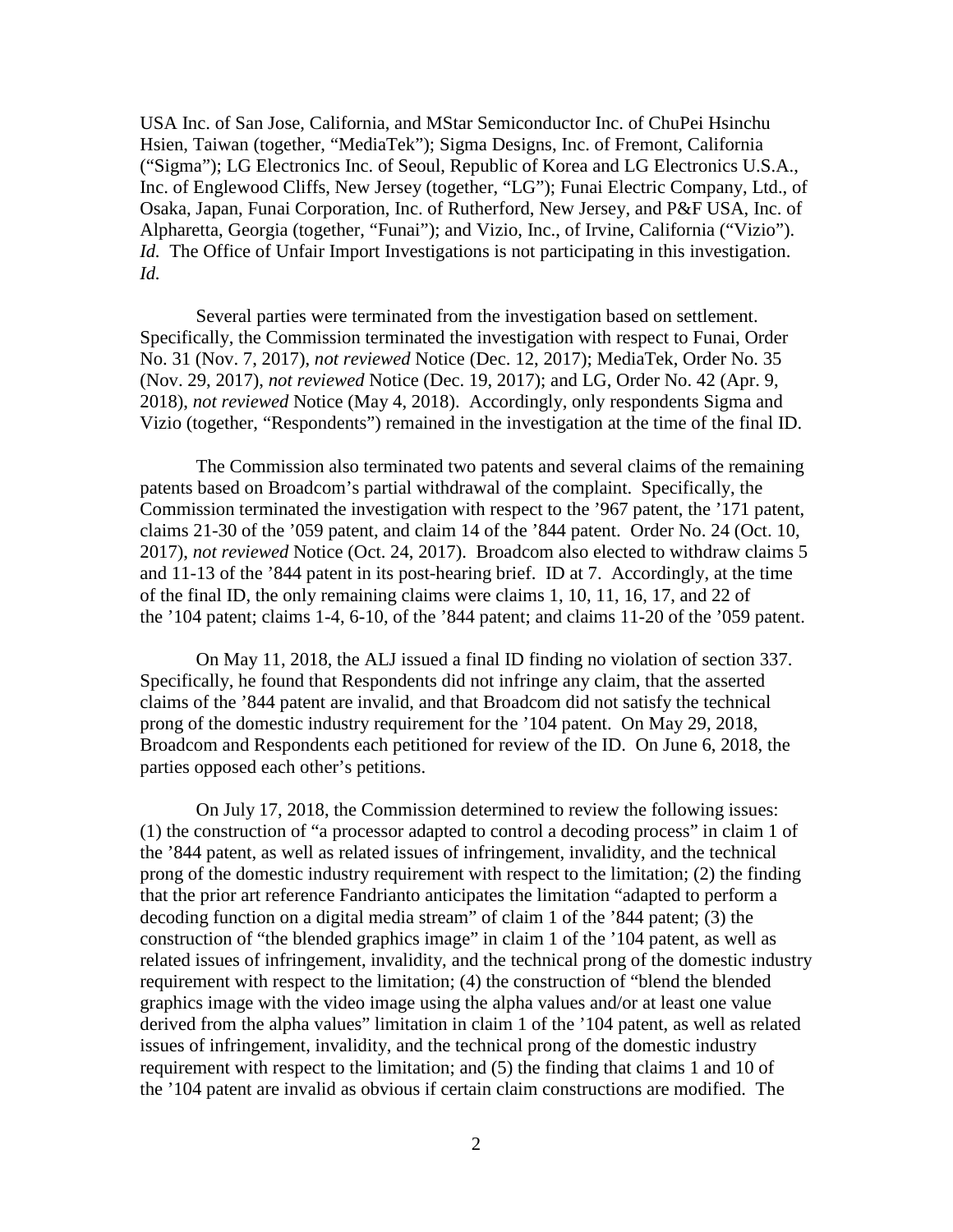USA Inc. of San Jose, California, and MStar Semiconductor Inc. of ChuPei Hsinchu Hsien, Taiwan (together, "MediaTek"); Sigma Designs, Inc. of Fremont, California ("Sigma"); LG Electronics Inc. of Seoul, Republic of Korea and LG Electronics U.S.A., Inc. of Englewood Cliffs, New Jersey (together, "LG"); Funai Electric Company, Ltd., of Osaka, Japan, Funai Corporation, Inc. of Rutherford, New Jersey, and P&F USA, Inc. of Alpharetta, Georgia (together, "Funai"); and Vizio, Inc., of Irvine, California ("Vizio"). *Id.* The Office of Unfair Import Investigations is not participating in this investigation. *Id.*

Several parties were terminated from the investigation based on settlement. Specifically, the Commission terminated the investigation with respect to Funai, Order No. 31 (Nov. 7, 2017), *not reviewed* Notice (Dec. 12, 2017); MediaTek, Order No. 35 (Nov. 29, 2017), *not reviewed* Notice (Dec. 19, 2017); and LG, Order No. 42 (Apr. 9, 2018), *not reviewed* Notice (May 4, 2018). Accordingly, only respondents Sigma and Vizio (together, "Respondents") remained in the investigation at the time of the final ID.

The Commission also terminated two patents and several claims of the remaining patents based on Broadcom's partial withdrawal of the complaint. Specifically, the Commission terminated the investigation with respect to the '967 patent, the '171 patent, claims 21-30 of the '059 patent, and claim 14 of the '844 patent. Order No. 24 (Oct. 10, 2017), *not reviewed* Notice (Oct. 24, 2017). Broadcom also elected to withdraw claims 5 and 11-13 of the '844 patent in its post-hearing brief. ID at 7. Accordingly, at the time of the final ID, the only remaining claims were claims 1, 10, 11, 16, 17, and 22 of the '104 patent; claims 1-4, 6-10, of the '844 patent; and claims 11-20 of the '059 patent.

On May 11, 2018, the ALJ issued a final ID finding no violation of section 337. Specifically, he found that Respondents did not infringe any claim, that the asserted claims of the '844 patent are invalid, and that Broadcom did not satisfy the technical prong of the domestic industry requirement for the '104 patent. On May 29, 2018, Broadcom and Respondents each petitioned for review of the ID. On June 6, 2018, the parties opposed each other's petitions.

On July 17, 2018, the Commission determined to review the following issues: (1) the construction of "a processor adapted to control a decoding process" in claim 1 of the '844 patent, as well as related issues of infringement, invalidity, and the technical prong of the domestic industry requirement with respect to the limitation; (2) the finding that the prior art reference Fandrianto anticipates the limitation "adapted to perform a decoding function on a digital media stream" of claim 1 of the '844 patent; (3) the construction of "the blended graphics image" in claim 1 of the '104 patent, as well as related issues of infringement, invalidity, and the technical prong of the domestic industry requirement with respect to the limitation; (4) the construction of "blend the blended graphics image with the video image using the alpha values and/or at least one value derived from the alpha values" limitation in claim 1 of the '104 patent, as well as related issues of infringement, invalidity, and the technical prong of the domestic industry requirement with respect to the limitation; and (5) the finding that claims 1 and 10 of the '104 patent are invalid as obvious if certain claim constructions are modified. The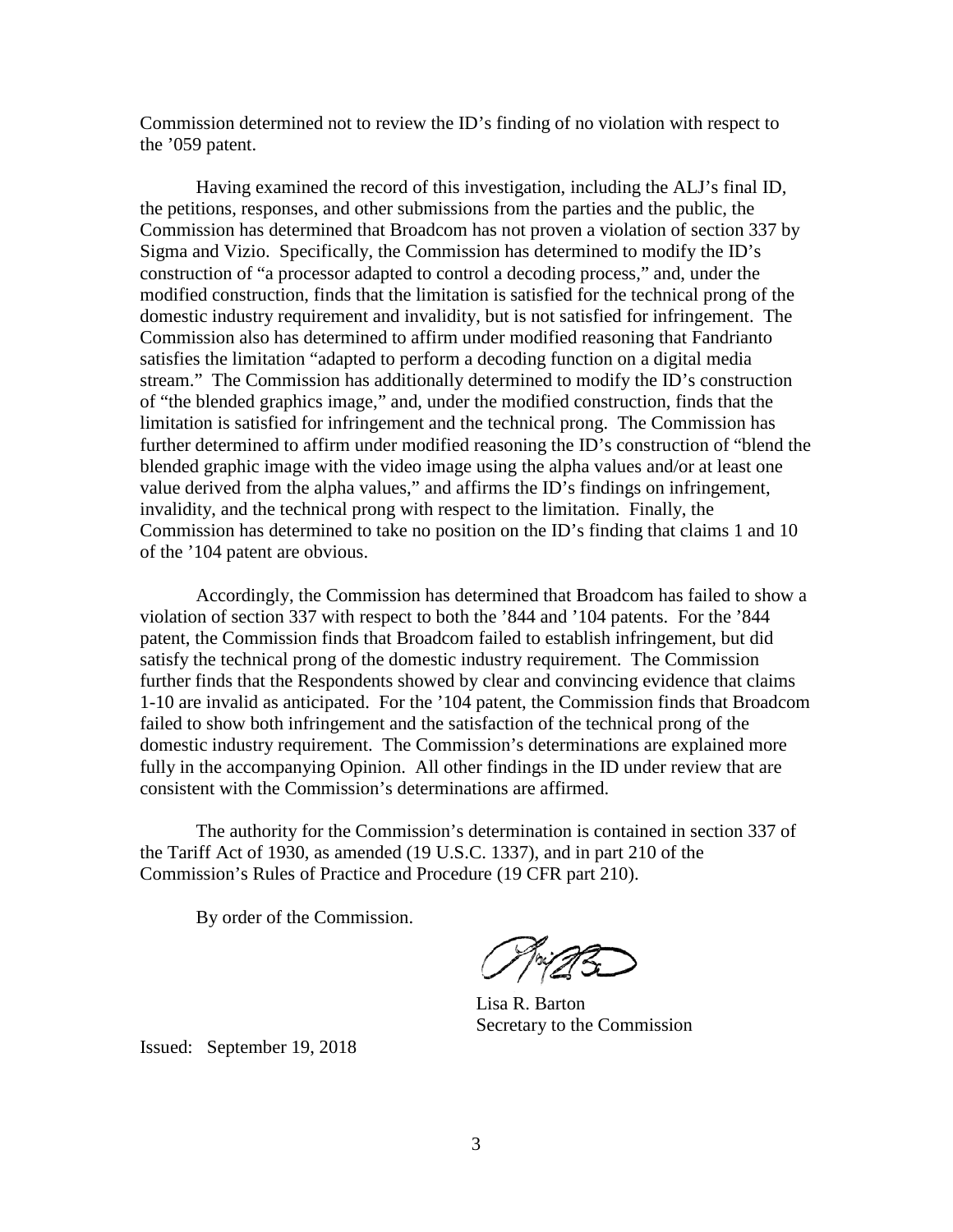Commission determined not to review the ID's finding of no violation with respect to the '059 patent.

Having examined the record of this investigation, including the ALJ's final ID, the petitions, responses, and other submissions from the parties and the public, the Commission has determined that Broadcom has not proven a violation of section 337 by Sigma and Vizio. Specifically, the Commission has determined to modify the ID's construction of "a processor adapted to control a decoding process," and, under the modified construction, finds that the limitation is satisfied for the technical prong of the domestic industry requirement and invalidity, but is not satisfied for infringement. The Commission also has determined to affirm under modified reasoning that Fandrianto satisfies the limitation "adapted to perform a decoding function on a digital media stream." The Commission has additionally determined to modify the ID's construction of "the blended graphics image," and, under the modified construction, finds that the limitation is satisfied for infringement and the technical prong. The Commission has further determined to affirm under modified reasoning the ID's construction of "blend the blended graphic image with the video image using the alpha values and/or at least one value derived from the alpha values," and affirms the ID's findings on infringement, invalidity, and the technical prong with respect to the limitation. Finally, the Commission has determined to take no position on the ID's finding that claims 1 and 10 of the '104 patent are obvious.

Accordingly, the Commission has determined that Broadcom has failed to show a violation of section 337 with respect to both the '844 and '104 patents. For the '844 patent, the Commission finds that Broadcom failed to establish infringement, but did satisfy the technical prong of the domestic industry requirement. The Commission further finds that the Respondents showed by clear and convincing evidence that claims 1-10 are invalid as anticipated. For the '104 patent, the Commission finds that Broadcom failed to show both infringement and the satisfaction of the technical prong of the domestic industry requirement. The Commission's determinations are explained more fully in the accompanying Opinion. All other findings in the ID under review that are consistent with the Commission's determinations are affirmed.

The authority for the Commission's determination is contained in section 337 of the Tariff Act of 1930, as amended (19 U.S.C. 1337), and in part 210 of the Commission's Rules of Practice and Procedure (19 CFR part 210).

By order of the Commission.

Lisa R. Barton
Secretary to the Commission

Issued: September 19, 2018